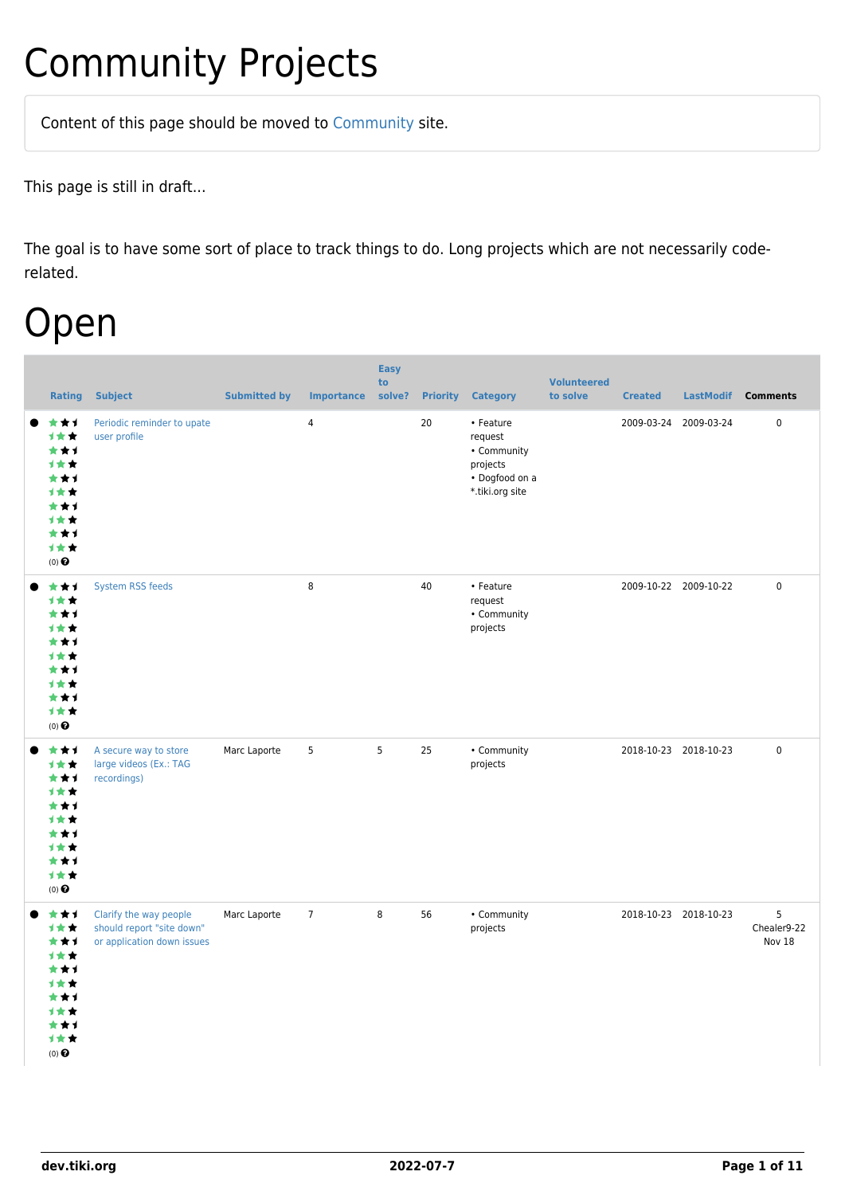# Community Projects

Content of this page should be moved to Community site.

This page is still in draft...

The goal is to have some sort of place to track things to do. Long projects which are not necessarily code-related.

# Open

| | Rating | Subject | Submitted by | Importance | Easy to solve? | Priority | Category | Volunteered to solve | Created | LastModif | Comments |
|---|---|---|---|---|---|---|---|---|---|---|---|
| ● | (0) | Periodic reminder to upate user profile | | 4 | | 20 | • Feature request • Community projects • Dogfood on a *.tiki.org site | | 2009-03-24 | 2009-03-24 | 0 |
| ● | (0) | System RSS feeds | | 8 | | 40 | • Feature request • Community projects | | 2009-10-22 | 2009-10-22 | 0 |
| ● | (0) | A secure way to store large videos (Ex.: TAG recordings) | Marc Laporte | 5 | 5 | 25 | • Community projects | | 2018-10-23 | 2018-10-23 | 0 |
| ● | (0) | Clarify the way people should report "site down" or application down issues | Marc Laporte | 7 | 8 | 56 | • Community projects | | 2018-10-23 | 2018-10-23 | 5 Chealer9-22 Nov 18 |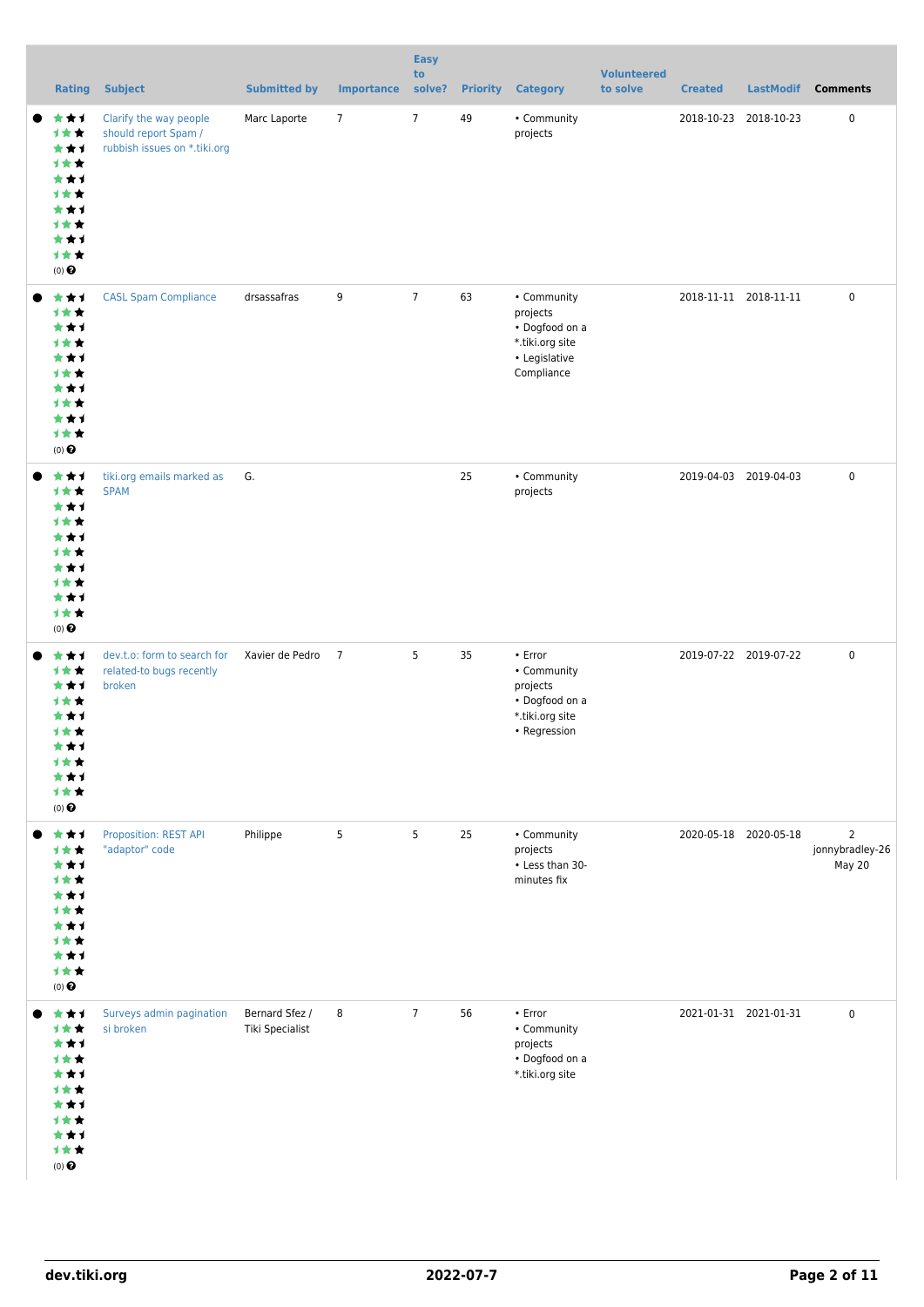| Rating | Subject | Submitted by | Importance | Easy to solve? | Priority | Category | Volunteered to solve | Created | LastModif | Comments |
|---|---|---|---|---|---|---|---|---|---|---|
| (0) | Clarify the way people should report Spam / rubbish issues on *.tiki.org | Marc Laporte | 7 | 7 | 49 | • Community projects | | 2018-10-23 | 2018-10-23 | 0 |
| (0) | CASL Spam Compliance | drsassafras | 9 | 7 | 63 | • Community projects • Dogfood on a *.tiki.org site • Legislative Compliance | | 2018-11-11 | 2018-11-11 | 0 |
| (0) | tiki.org emails marked as SPAM | G. | | | 25 | • Community projects | | 2019-04-03 | 2019-04-03 | 0 |
| (0) | dev.t.o: form to search for related-to bugs recently broken | Xavier de Pedro | 7 | 5 | 35 | • Error • Community projects • Dogfood on a *.tiki.org site • Regression | | 2019-07-22 | 2019-07-22 | 0 |
| (0) | Proposition: REST API "adaptor" code | Philippe | 5 | 5 | 25 | • Community projects • Less than 30-minutes fix | | 2020-05-18 | 2020-05-18 | 2 jonnybradley-26 May 20 |
| (0) | Surveys admin pagination si broken | Bernard Sfez / Tiki Specialist | 8 | 7 | 56 | • Error • Community projects • Dogfood on a *.tiki.org site | | 2021-01-31 | 2021-01-31 | 0 |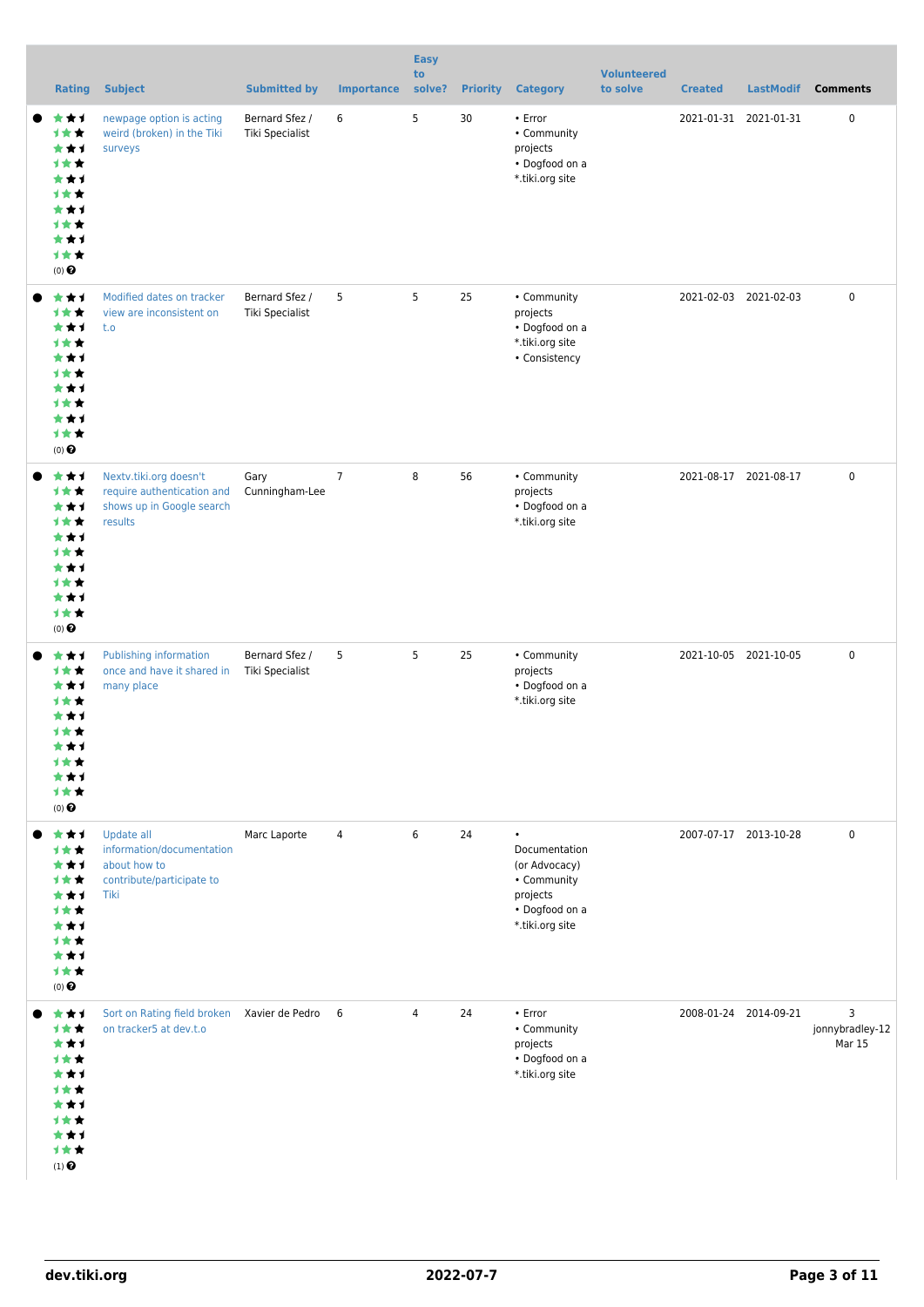| Rating | Subject | Submitted by | Importance | Easy to solve? | Priority | Category | Volunteered to solve | Created | LastModif | Comments |
|---|---|---|---|---|---|---|---|---|---|---|
| (0) | newpage option is acting weird (broken) in the Tiki surveys | Bernard Sfez / Tiki Specialist | 6 | 5 | 30 | • Error • Community projects • Dogfood on a *.tiki.org site | | 2021-01-31 | 2021-01-31 | 0 |
| (0) | Modified dates on tracker view are inconsistent on t.o | Bernard Sfez / Tiki Specialist | 5 | 5 | 25 | • Community projects • Dogfood on a *.tiki.org site • Consistency | | 2021-02-03 | 2021-02-03 | 0 |
| (0) | Nextv.tiki.org doesn't require authentication and shows up in Google search results | Gary Cunningham-Lee | 7 | 8 | 56 | • Community projects • Dogfood on a *.tiki.org site | | 2021-08-17 | 2021-08-17 | 0 |
| (0) | Publishing information once and have it shared in many place | Bernard Sfez / Tiki Specialist | 5 | 5 | 25 | • Community projects • Dogfood on a *.tiki.org site | | 2021-10-05 | 2021-10-05 | 0 |
| (0) | Update all information/documentation about how to contribute/participate to Tiki | Marc Laporte | 4 | 6 | 24 | • Documentation (or Advocacy) • Community projects • Dogfood on a *.tiki.org site | | 2007-07-17 | 2013-10-28 | 0 |
| (1) | Sort on Rating field broken on tracker5 at dev.t.o | Xavier de Pedro | 6 | 4 | 24 | • Error • Community projects • Dogfood on a *.tiki.org site | | 2008-01-24 | 2014-09-21 | 3 jonnybradley-12 Mar 15 |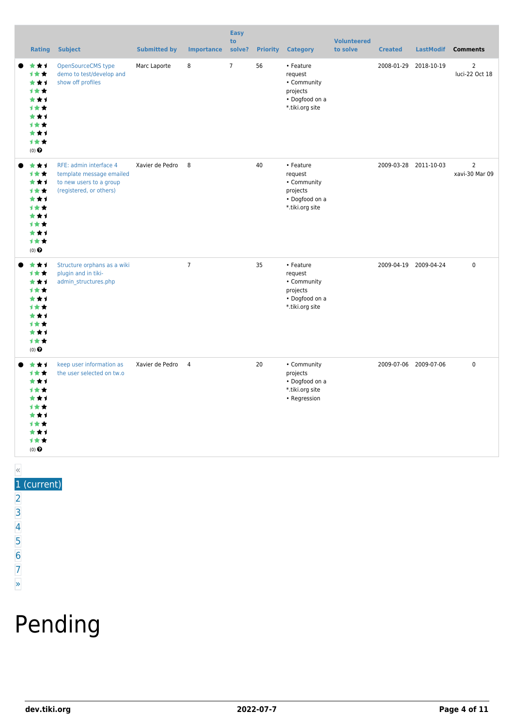| Rating | Subject | Submitted by | Importance | Easy to solve? | Priority | Category | Volunteered to solve | Created | LastModif | Comments |
|---|---|---|---|---|---|---|---|---|---|---|
| (0) | OpenSourceCMS type demo to test/develop and show off profiles | Marc Laporte | 8 | 7 | 56 | • Feature request<br>• Community projects<br>• Dogfood on a *.tiki.org site | | 2008-01-29 | 2018-10-19 | 2<br>luci-22 Oct 18 |
| (0) | RFE: admin interface 4 template message emailed to new users to a group (registered, or others) | Xavier de Pedro | 8 | | 40 | • Feature request<br>• Community projects<br>• Dogfood on a *.tiki.org site | | 2009-03-28 | 2011-10-03 | 2<br>xavi-30 Mar 09 |
| (0) | Structure orphans as a wiki plugin and in tiki-admin_structures.php | | 7 | | 35 | • Feature request<br>• Community projects<br>• Dogfood on a *.tiki.org site | | 2009-04-19 | 2009-04-24 | 0 |
| (0) | keep user information as the user selected on tw.o | Xavier de Pedro | 4 | | 20 | • Community projects<br>• Dogfood on a *.tiki.org site<br>• Regression | | 2009-07-06 | 2009-07-06 | 0 |

«
1 (current)
2
3
4
5
6
7
»

# Pending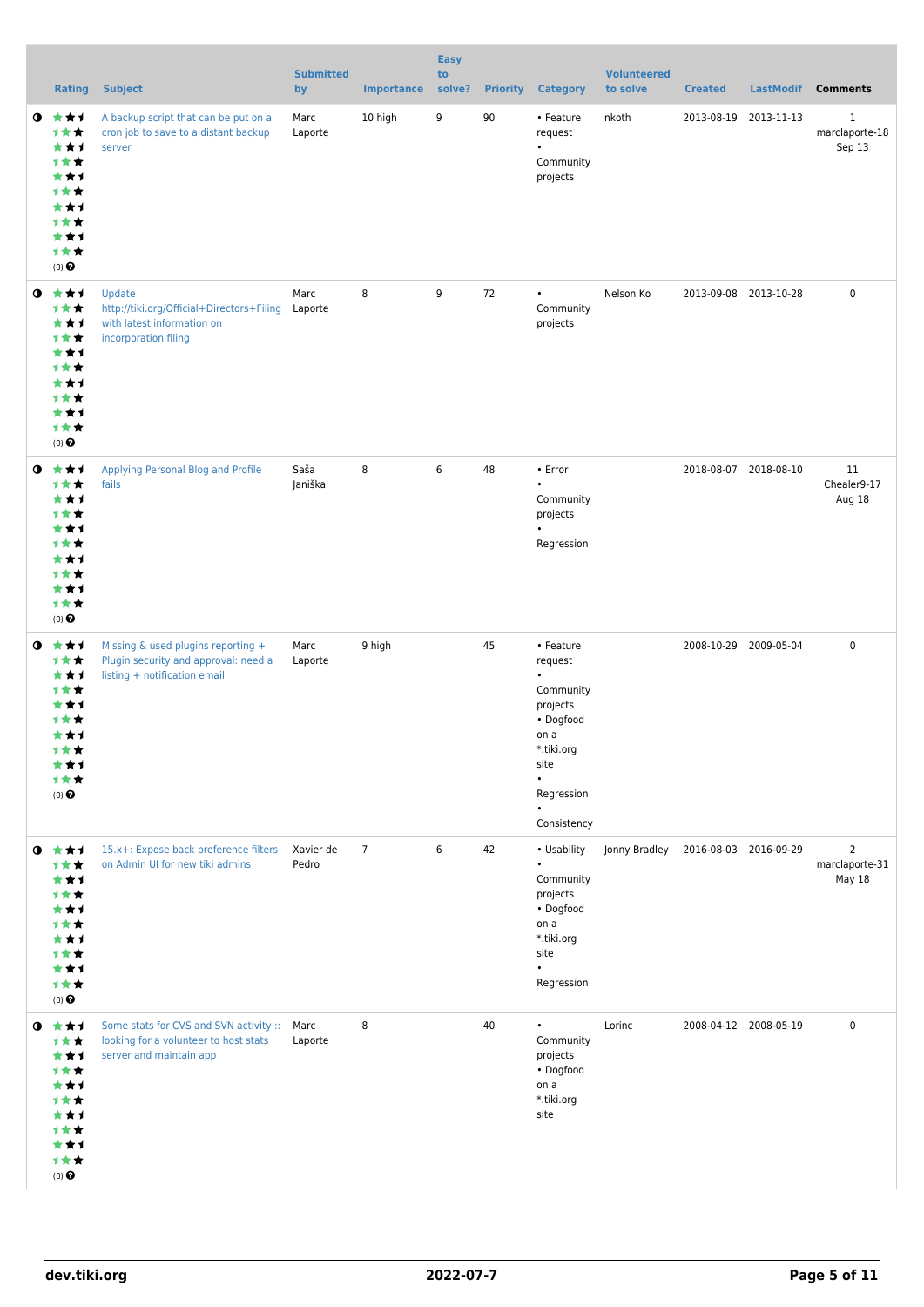| | Rating | Subject | Submitted by | Importance | Easy to solve? | Priority | Category | Volunteered to solve | Created | LastModif | Comments |
|---|---|---|---|---|---|---|---|---|---|---|---|
| | (0) | A backup script that can be put on a cron job to save to a distant backup server | Marc Laporte | 10 high | 9 | 90 | • Feature request • Community projects | nkoth | 2013-08-19 | 2013-11-13 | 1 marclaporte-18 Sep 13 |
| | (0) | Update http://tiki.org/Official+Directors+Filing with latest information on incorporation filing | Marc Laporte | 8 | 9 | 72 | • Community projects | Nelson Ko | 2013-09-08 | 2013-10-28 | 0 |
| | (0) | Applying Personal Blog and Profile fails | Saša Janiška | 8 | 6 | 48 | • Error • Community projects • Regression | | 2018-08-07 | 2018-08-10 | 11 Chealer9-17 Aug 18 |
| | (0) | Missing & used plugins reporting + Plugin security and approval: need a listing + notification email | Marc Laporte | 9 high | | 45 | • Feature request • Community projects • Dogfood on a *.tiki.org site • Regression • Consistency | | 2008-10-29 | 2009-05-04 | 0 |
| | (0) | 15.x+: Expose back preference filters on Admin UI for new tiki admins | Xavier de Pedro | 7 | 6 | 42 | • Usability • Community projects • Dogfood on a *.tiki.org site • Regression | Jonny Bradley | 2016-08-03 | 2016-09-29 | 2 marclaporte-31 May 18 |
| | (0) | Some stats for CVS and SVN activity :: looking for a volunteer to host stats server and maintain app | Marc Laporte | 8 | | 40 | • Community projects • Dogfood on a *.tiki.org site | Lorinc | 2008-04-12 | 2008-05-19 | 0 |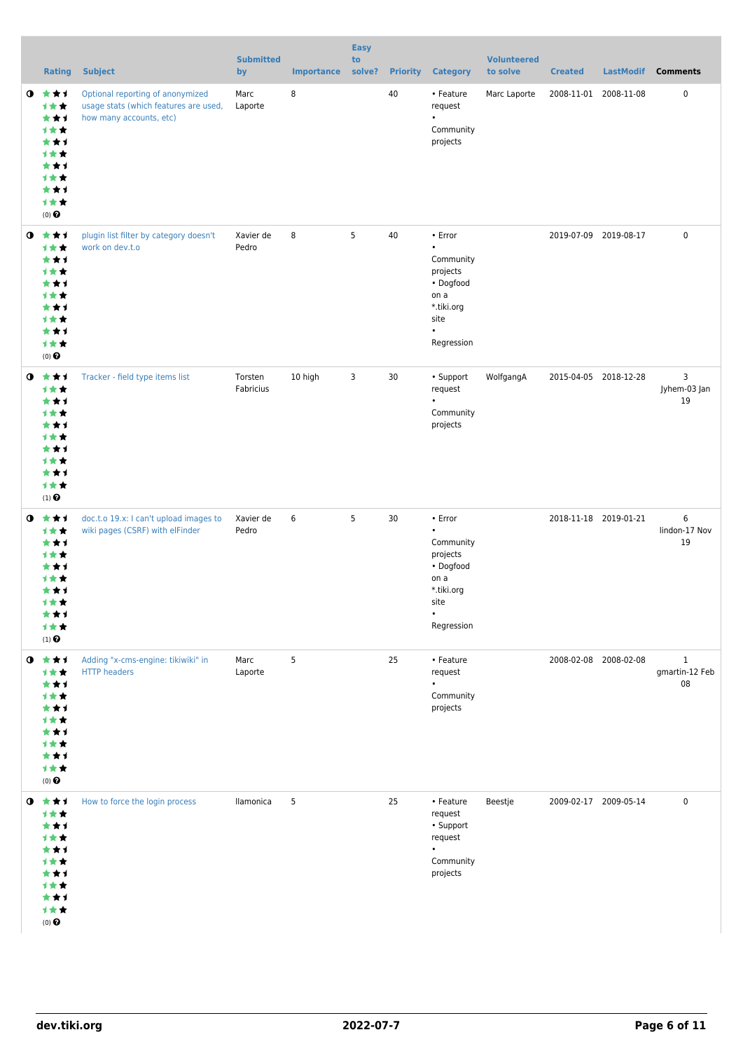|  | Rating | Subject | Submitted by | Importance | Easy to solve? | Priority | Category | Volunteered to solve | Created | LastModif | Comments |
|---|---|---|---|---|---|---|---|---|---|---|---|
|  | (0) | Optional reporting of anonymized usage stats (which features are used, how many accounts, etc) | Marc Laporte | 8 |  | 40 | • Feature request • Community projects | Marc Laporte | 2008-11-01 | 2008-11-08 | 0 |
|  | (0) | plugin list filter by category doesn't work on dev.t.o | Xavier de Pedro | 8 | 5 | 40 | • Error • Community projects • Dogfood on a *.tiki.org site • Regression |  | 2019-07-09 | 2019-08-17 | 0 |
|  | (1) | Tracker - field type items list | Torsten Fabricius | 10 high | 3 | 30 | • Support request • Community projects | WolfgangA | 2015-04-05 | 2018-12-28 | 3 Jyhem-03 Jan 19 |
|  | (1) | doc.t.o 19.x: I can't upload images to wiki pages (CSRF) with elFinder | Xavier de Pedro | 6 | 5 | 30 | • Error • Community projects • Dogfood on a *.tiki.org site • Regression |  | 2018-11-18 | 2019-01-21 | 6 lindon-17 Nov 19 |
|  | (0) | Adding "x-cms-engine: tikiwiki" in HTTP headers | Marc Laporte | 5 |  | 25 | • Feature request • Community projects |  | 2008-02-08 | 2008-02-08 | 1 gmartin-12 Feb 08 |
|  | (0) | How to force the login process | llamonica | 5 |  | 25 | • Feature request • Support request • Community projects | Beestje | 2009-02-17 | 2009-05-14 | 0 |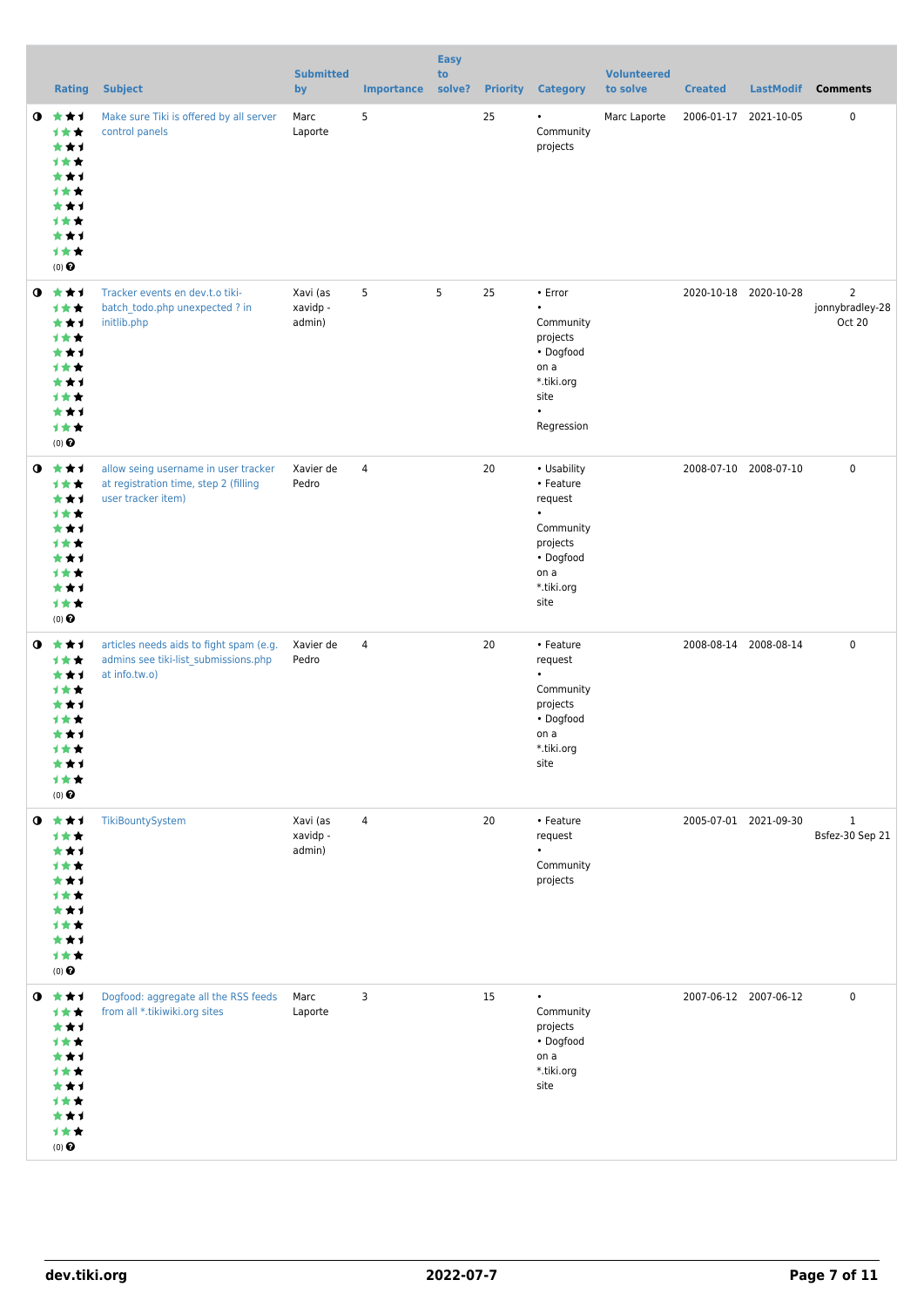| | Rating | Subject | Submitted by | Importance | Easy to solve? | Priority | Category | Volunteered to solve | Created | LastModif | Comments |
|---|---|---|---|---|---|---|---|---|---|---|---|
| | (0) | Make sure Tiki is offered by all server control panels | Marc Laporte | 5 | | 25 | • Community projects | Marc Laporte | 2006-01-17 | 2021-10-05 | 0 |
| | (0) | Tracker events en dev.t.o tiki-batch_todo.php unexpected ? in initlib.php | Xavi (as xavidp - admin) | 5 | 5 | 25 | • Error • Community projects • Dogfood on a *.tiki.org site • Regression | | 2020-10-18 | 2020-10-28 | 2 jonnybradley-28 Oct 20 |
| | (0) | allow seing username in user tracker at registration time, step 2 (filling user tracker item) | Xavier de Pedro | 4 | | 20 | • Usability • Feature request • Community projects • Dogfood on a *.tiki.org site | | 2008-07-10 | 2008-07-10 | 0 |
| | (0) | articles needs aids to fight spam (e.g. admins see tiki-list_submissions.php at info.tw.o) | Xavier de Pedro | 4 | | 20 | • Feature request • Community projects • Dogfood on a *.tiki.org site | | 2008-08-14 | 2008-08-14 | 0 |
| | (0) | TikiBountySystem | Xavi (as xavidp - admin) | 4 | | 20 | • Feature request • Community projects | | 2005-07-01 | 2021-09-30 | 1 Bsfez-30 Sep 21 |
| | (0) | Dogfood: aggregate all the RSS feeds from all *.tikiwiki.org sites | Marc Laporte | 3 | | 15 | • Community projects • Dogfood on a *.tiki.org site | | 2007-06-12 | 2007-06-12 | 0 |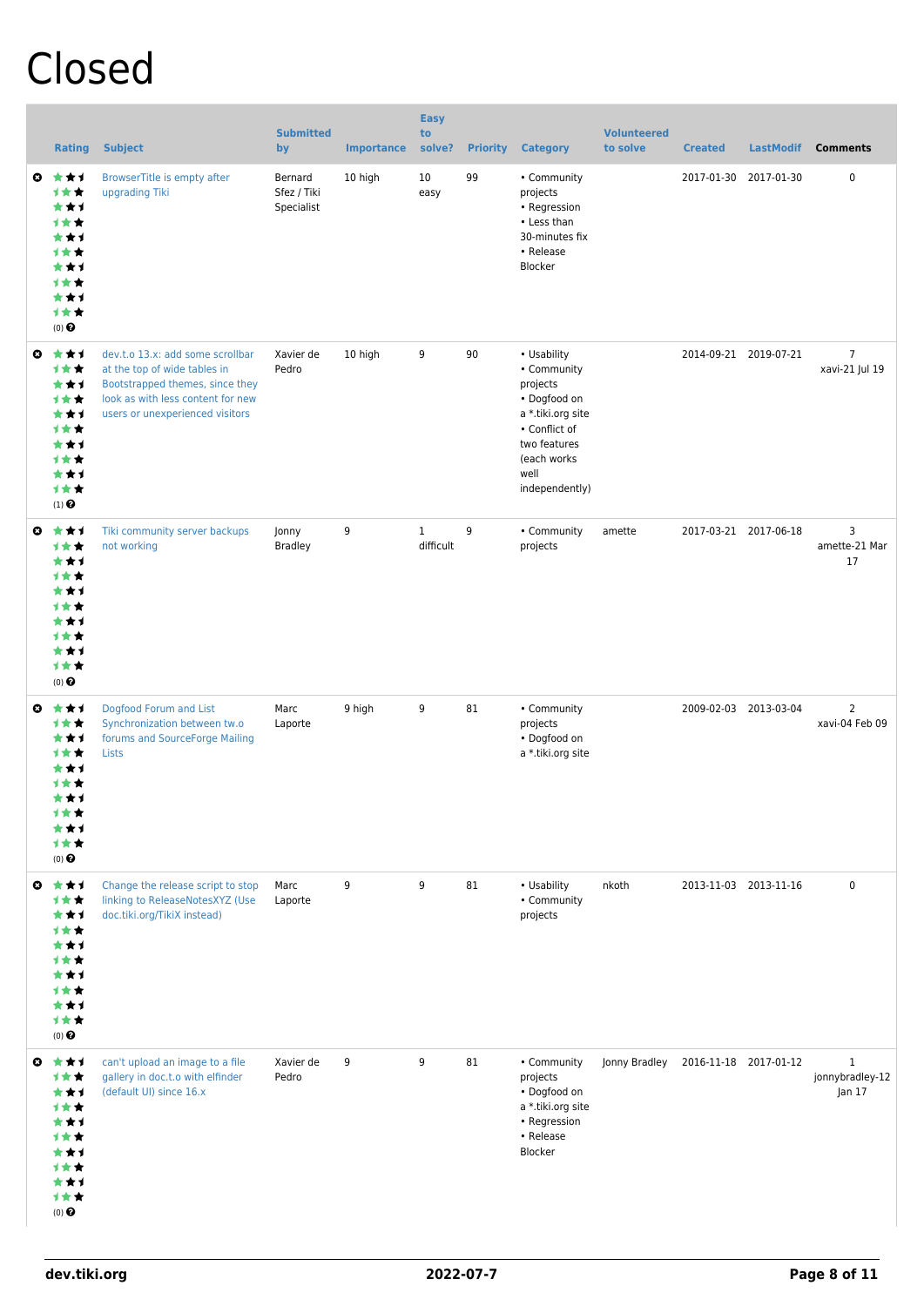# Closed

| | Rating | Subject | Submitted by | Importance | Easy to solve? | Priority | Category | Volunteered to solve | Created | LastModif | Comments |
|---|---|---|---|---|---|---|---|---|---|---|---|
| | (0) | BrowserTitle is empty after upgrading Tiki | Bernard Sfez / Tiki Specialist | 10 high | 10 easy | 99 | • Community projects • Regression • Less than 30-minutes fix • Release Blocker | | 2017-01-30 | 2017-01-30 | 0 |
| | (1) | dev.t.o 13.x: add some scrollbar at the top of wide tables in Bootstrapped themes, since they look as with less content for new users or unexperienced visitors | Xavier de Pedro | 10 high | 9 | 90 | • Usability • Community projects • Dogfood on a *.tiki.org site • Conflict of two features (each works well independently) | | 2014-09-21 | 2019-07-21 | 7 xavi-21 Jul 19 |
| | (0) | Tiki community server backups not working | Jonny Bradley | 9 | 1 difficult | 9 | • Community projects | amette | 2017-03-21 | 2017-06-18 | 3 amette-21 Mar 17 |
| | (0) | Dogfood Forum and List Synchronization between tw.o forums and SourceForge Mailing Lists | Marc Laporte | 9 high | 9 | 81 | • Community projects • Dogfood on a *.tiki.org site | | 2009-02-03 | 2013-03-04 | 2 xavi-04 Feb 09 |
| | (0) | Change the release script to stop linking to ReleaseNotesXYZ (Use doc.tiki.org/TikiX instead) | Marc Laporte | 9 | 9 | 81 | • Usability • Community projects | nkoth | 2013-11-03 | 2013-11-16 | 0 |
| | (0) | can't upload an image to a file gallery in doc.t.o with elfinder (default UI) since 16.x | Xavier de Pedro | 9 | 9 | 81 | • Community projects • Dogfood on a *.tiki.org site • Regression • Release Blocker | Jonny Bradley | 2016-11-18 | 2017-01-12 | 1 jonnybradley-12 Jan 17 |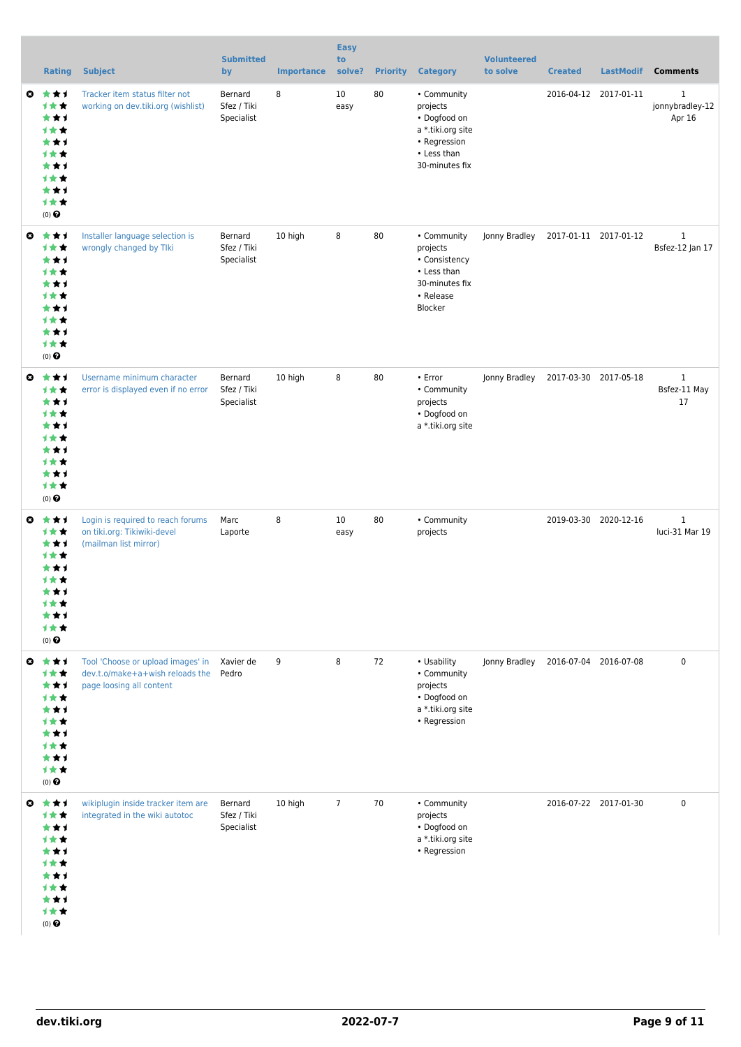| | Rating | Subject | Submitted by | Importance | Easy to solve? | Priority | Category | Volunteered to solve | Created | LastModif | Comments |
|---|---|---|---|---|---|---|---|---|---|---|---|
| | (0) | Tracker item status filter not working on dev.tiki.org (wishlist) | Bernard Sfez / Tiki Specialist | 8 | 10 easy | 80 | • Community projects • Dogfood on a *.tiki.org site • Regression • Less than 30-minutes fix | | 2016-04-12 | 2017-01-11 | 1 jonnybradley-12 Apr 16 |
| | (0) | Installer language selection is wrongly changed by TIki | Bernard Sfez / Tiki Specialist | 10 high | 8 | 80 | • Community projects • Consistency • Less than 30-minutes fix • Release Blocker | Jonny Bradley | 2017-01-11 | 2017-01-12 | 1 Bsfez-12 Jan 17 |
| | (0) | Username minimum character error is displayed even if no error | Bernard Sfez / Tiki Specialist | 10 high | 8 | 80 | • Error • Community projects • Dogfood on a *.tiki.org site | Jonny Bradley | 2017-03-30 | 2017-05-18 | 1 Bsfez-11 May 17 |
| | (0) | Login is required to reach forums on tiki.org: Tikiwiki-devel (mailman list mirror) | Marc Laporte | 8 | 10 easy | 80 | • Community projects | | 2019-03-30 | 2020-12-16 | 1 luci-31 Mar 19 |
| | (0) | Tool 'Choose or upload images' in dev.t.o/make+a+wish reloads the page loosing all content | Xavier de Pedro | 9 | 8 | 72 | • Usability • Community projects • Dogfood on a *.tiki.org site • Regression | Jonny Bradley | 2016-07-04 | 2016-07-08 | 0 |
| | (0) | wikiplugin inside tracker item are integrated in the wiki autotoc | Bernard Sfez / Tiki Specialist | 10 high | 7 | 70 | • Community projects • Dogfood on a *.tiki.org site • Regression | | 2016-07-22 | 2017-01-30 | 0 |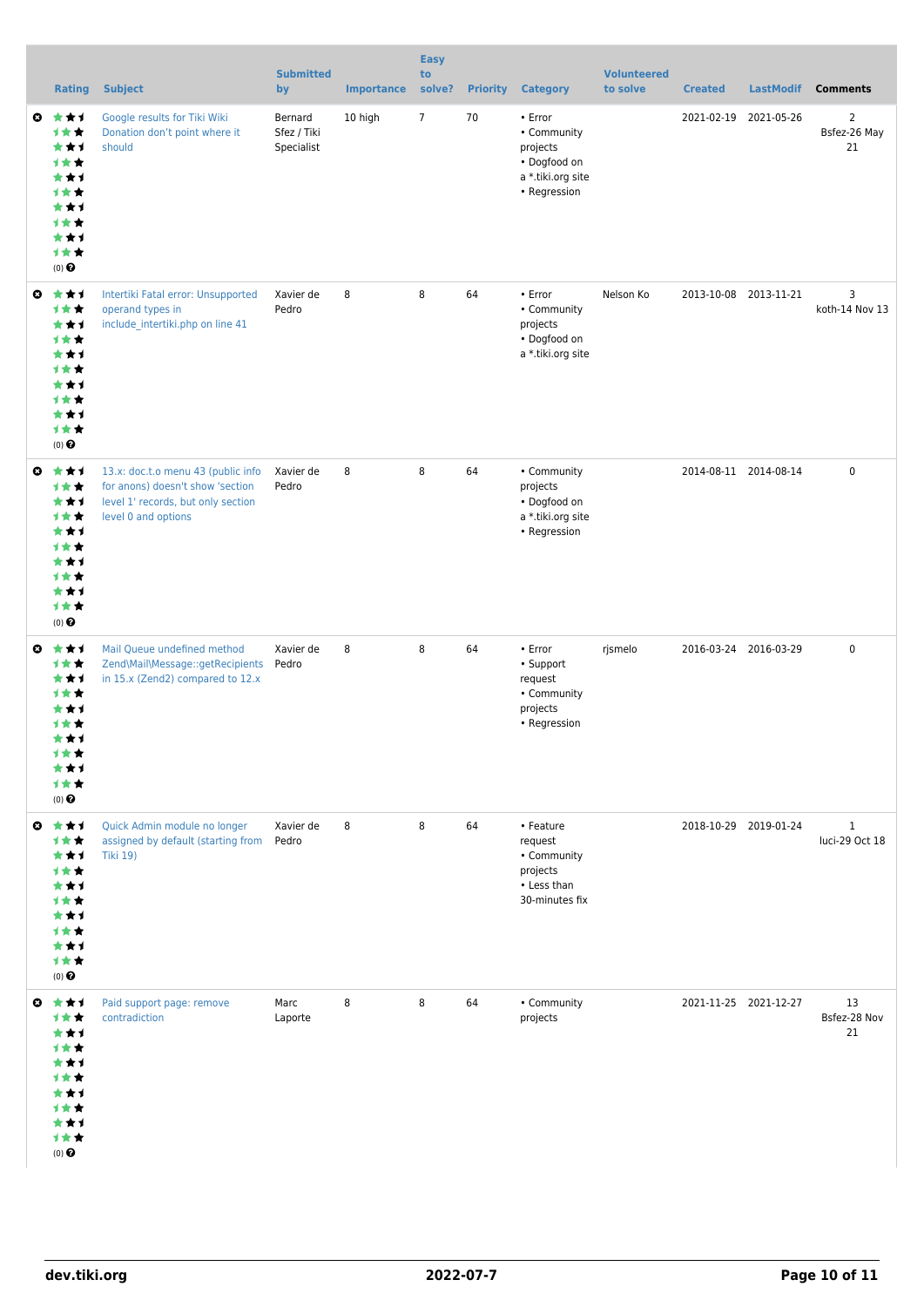| Rating | Subject | Submitted by | Importance | Easy to solve? | Priority | Category | Volunteered to solve | Created | LastModif | Comments |
|---|---|---|---|---|---|---|---|---|---|---|
| (0) | Google results for Tiki Wiki Donation don't point where it should | Bernard Sfez / Tiki Specialist | 10 high | 7 | 70 | • Error<br>• Community projects<br>• Dogfood on a *.tiki.org site<br>• Regression | | 2021-02-19 | 2021-05-26 | 2<br>Bsfez-26 May 21 |
| (0) | Intertiki Fatal error: Unsupported operand types in include_intertiki.php on line 41 | Xavier de Pedro | 8 | 8 | 64 | • Error<br>• Community projects<br>• Dogfood on a *.tiki.org site | Nelson Ko | 2013-10-08 | 2013-11-21 | 3<br>koth-14 Nov 13 |
| (0) | 13.x: doc.t.o menu 43 (public info for anons) doesn't show 'section level 1' records, but only section level 0 and options | Xavier de Pedro | 8 | 8 | 64 | • Community projects<br>• Dogfood on a *.tiki.org site<br>• Regression | | 2014-08-11 | 2014-08-14 | 0 |
| (0) | Mail Queue undefined method Zend\Mail\Message::getRecipients in 15.x (Zend2) compared to 12.x | Xavier de Pedro | 8 | 8 | 64 | • Error<br>• Support request<br>• Community projects<br>• Regression | rjsmelo | 2016-03-24 | 2016-03-29 | 0 |
| (0) | Quick Admin module no longer assigned by default (starting from Tiki 19) | Xavier de Pedro | 8 | 8 | 64 | • Feature request<br>• Community projects<br>• Less than 30-minutes fix | | 2018-10-29 | 2019-01-24 | 1<br>luci-29 Oct 18 |
| (0) | Paid support page: remove contradiction | Marc Laporte | 8 | 8 | 64 | • Community projects | | 2021-11-25 | 2021-12-27 | 13<br>Bsfez-28 Nov 21 |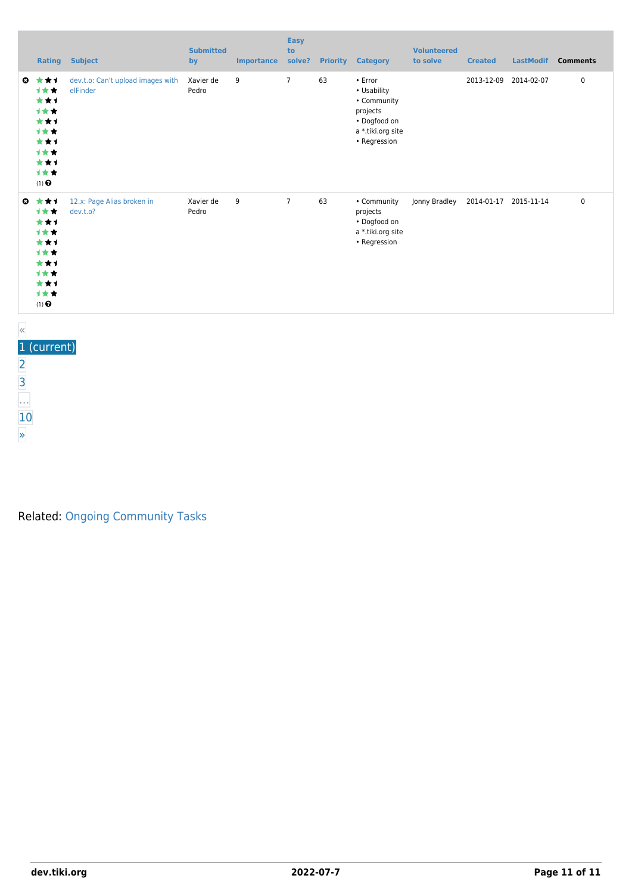| | Rating | Subject | Submitted by | Importance | Easy to solve? | Priority | Category | Volunteered to solve | Created | LastModif | Comments |
|---|---|---|---|---|---|---|---|---|---|---|---|
| | (1) | dev.t.o: Can't upload images with elFinder | Xavier de Pedro | 9 | 7 | 63 | • Error<br>• Usability<br>• Community projects<br>• Dogfood on a *.tiki.org site<br>• Regression | | 2013-12-09 | 2014-02-07 | 0 |
| | (1) | 12.x: Page Alias broken in dev.t.o? | Xavier de Pedro | 9 | 7 | 63 | • Community projects<br>• Dogfood on a *.tiki.org site<br>• Regression | Jonny Bradley | 2014-01-17 | 2015-11-14 | 0 |

«
1 (current)
2
3
...
10
»

Related: Ongoing Community Tasks